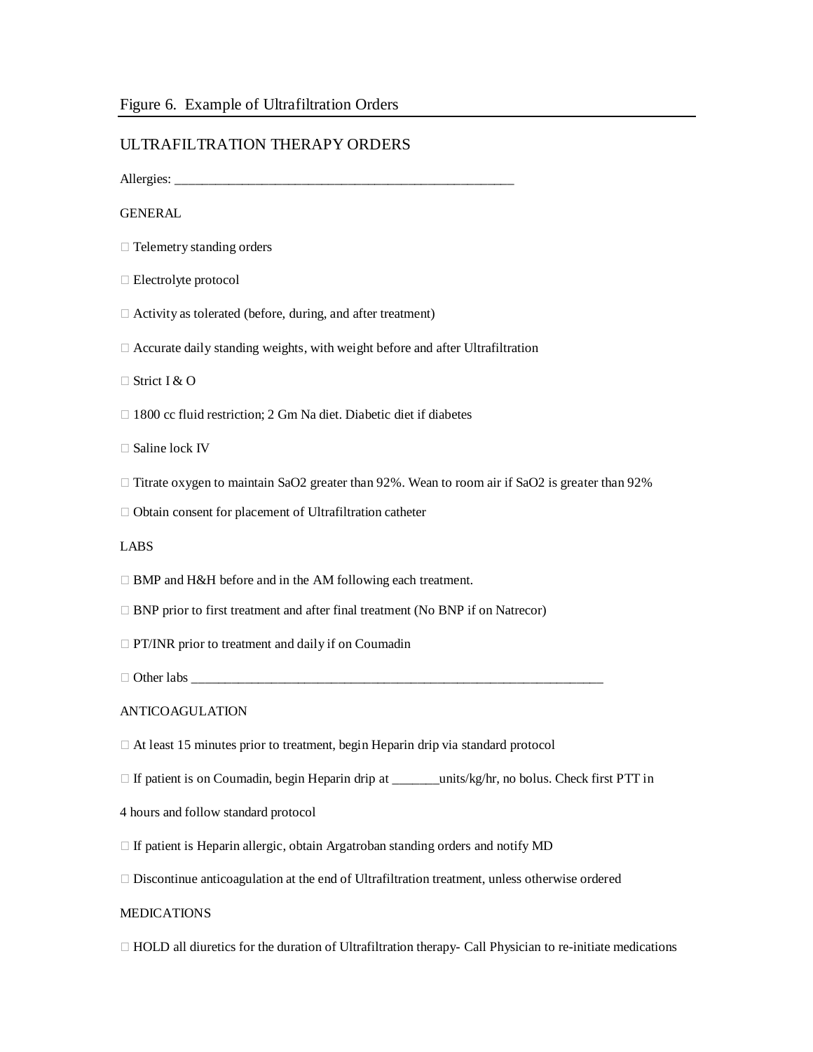Figure 6. Example of Ultrafiltration Orders

## ULTRAFILTRATION THERAPY ORDERS

Allergies: ___________________________________________________

### GENERAL

☐ Telemetry standing orders

☐ Electrolyte protocol

☐ Activity as tolerated (before, during, and after treatment)

☐ Accurate daily standing weights, with weight before and after Ultrafiltration

☐ Strict I & O

☐ 1800 cc fluid restriction; 2 Gm Na diet. Diabetic diet if diabetes

☐ Saline lock IV

☐ Titrate oxygen to maintain $SaO_2$ greater than 92%. Wean to room air if $SaO_2$ is greater than 92%

☐ Obtain consent for placement of Ultrafiltration catheter

### LABS

☐ BMP and H&H before and in the AM following each treatment.

☐ BNP prior to first treatment and after final treatment (No BNP if on Natrecor)

☐ PT/INR prior to treatment and daily if on Coumadin

☐ Other labs ______________________________________________________________

### ANTICOAGULATION

☐ At least 15 minutes prior to treatment, begin Heparin drip via standard protocol

☐ If patient is on Coumadin, begin Heparin drip at _______units/kg/hr, no bolus. Check first PTT in 4 hours and follow standard protocol

☐ If patient is Heparin allergic, obtain Argatroban standing orders and notify MD

☐ Discontinue anticoagulation at the end of Ultrafiltration treatment, unless otherwise ordered

### MEDICATIONS

☐ HOLD all diuretics for the duration of Ultrafiltration therapy- Call Physician to re-initiate medications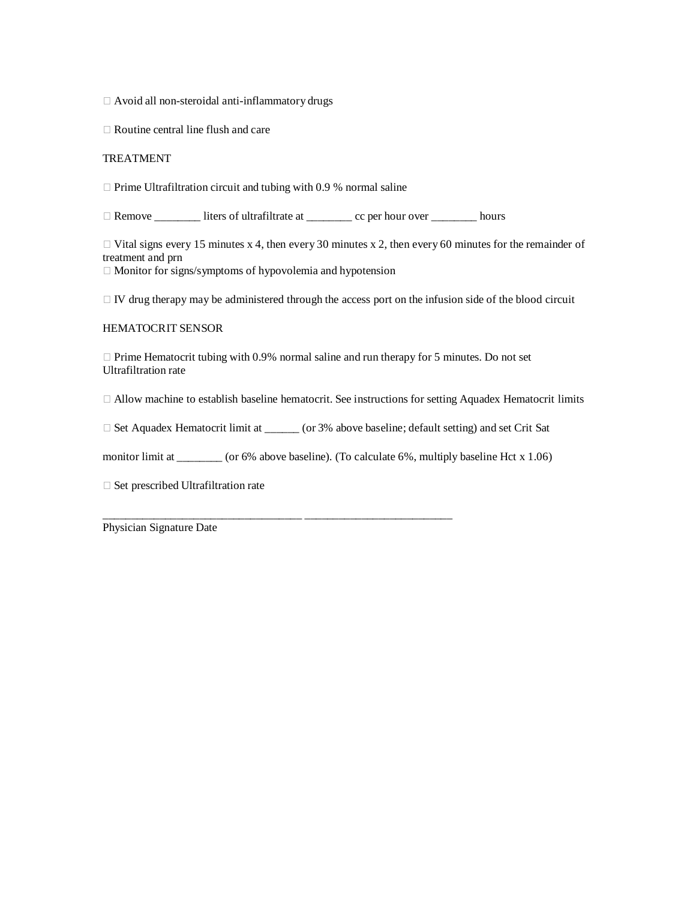- Avoid all non-steroidal anti-inflammatory drugs

- Routine central line flush and care

TREATMENT

- Prime Ultrafiltration circuit and tubing with 0.9 % normal saline

- Remove ________ liters of ultrafiltrate at ________ cc per hour over ________ hours

- Vital signs every 15 minutes x 4, then every 30 minutes x 2, then every 60 minutes for the remainder of treatment and prn
- Monitor for signs/symptoms of hypovolemia and hypotension

- IV drug therapy may be administered through the access port on the infusion side of the blood circuit

HEMATOCRIT SENSOR

- Prime Hematocrit tubing with 0.9% normal saline and run therapy for 5 minutes. Do not set Ultrafiltration rate

- Allow machine to establish baseline hematocrit. See instructions for setting Aquadex Hematocrit limits

- Set Aquadex Hematocrit limit at ______ (or 3% above baseline; default setting) and set Crit Sat

monitor limit at ________ (or 6% above baseline). (To calculate 6%, multiply baseline Hct x 1.06)

- Set prescribed Ultrafiltration rate

__________________________________ _________________________
Physician Signature Date